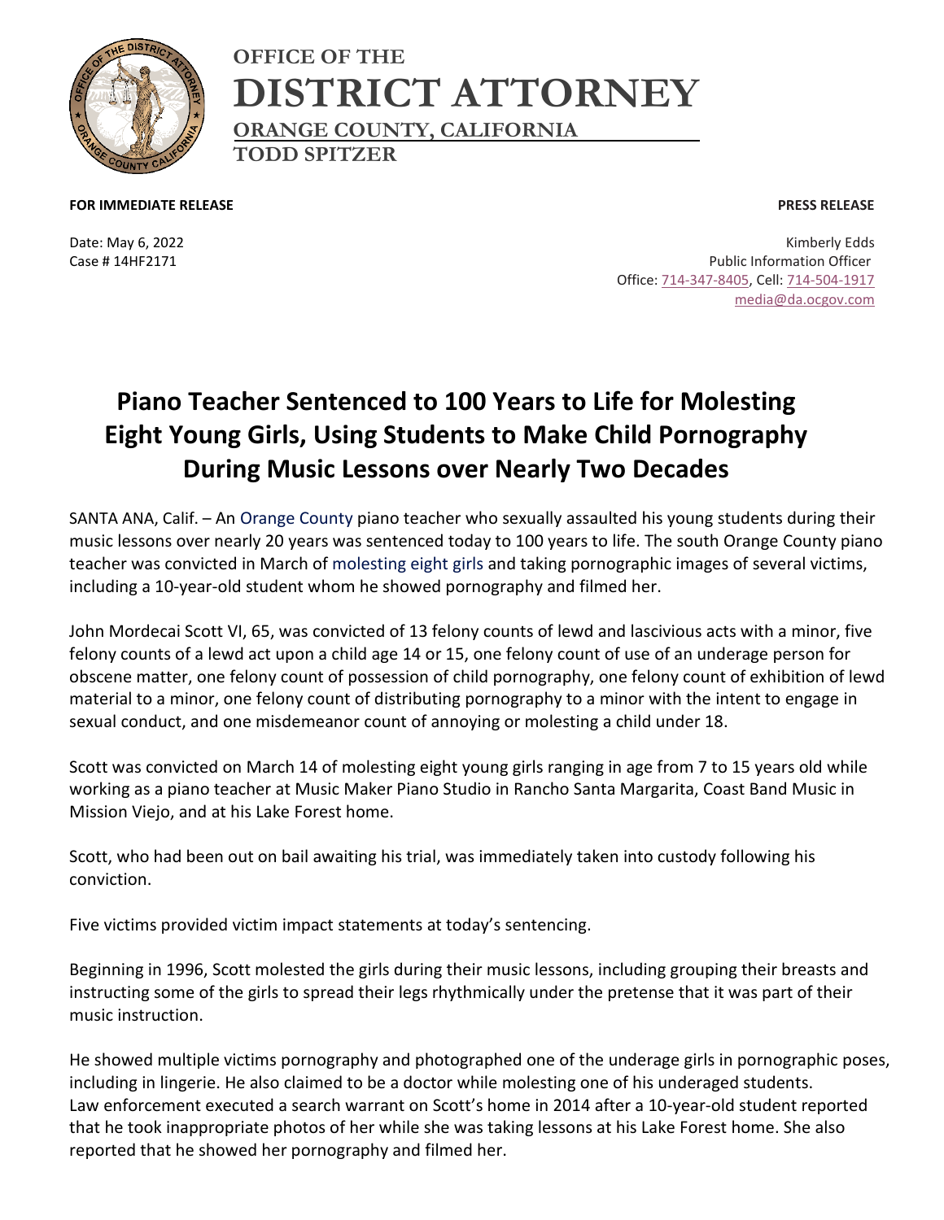**OFFICE OF THE**
# DISTRICT ATTORNEY
**ORANGE COUNTY, CALIFORNIA**
**TODD SPITZER**

**FOR IMMEDIATE RELEASE** **PRESS RELEASE**

Date: May 6, 2022
Case # 14HF2171

Kimberly Edds
Public Information Officer
Office: 714-347-8405, Cell: 714-504-1917
media@da.ocgov.com

## Piano Teacher Sentenced to 100 Years to Life for Molesting Eight Young Girls, Using Students to Make Child Pornography During Music Lessons over Nearly Two Decades

SANTA ANA, Calif. – An Orange County piano teacher who sexually assaulted his young students during their music lessons over nearly 20 years was sentenced today to 100 years to life. The south Orange County piano teacher was convicted in March of molesting eight girls and taking pornographic images of several victims, including a 10-year-old student whom he showed pornography and filmed her.

John Mordecai Scott VI, 65, was convicted of 13 felony counts of lewd and lascivious acts with a minor, five felony counts of a lewd act upon a child age 14 or 15, one felony count of use of an underage person for obscene matter, one felony count of possession of child pornography, one felony count of exhibition of lewd material to a minor, one felony count of distributing pornography to a minor with the intent to engage in sexual conduct, and one misdemeanor count of annoying or molesting a child under 18.

Scott was convicted on March 14 of molesting eight young girls ranging in age from 7 to 15 years old while working as a piano teacher at Music Maker Piano Studio in Rancho Santa Margarita, Coast Band Music in Mission Viejo, and at his Lake Forest home.

Scott, who had been out on bail awaiting his trial, was immediately taken into custody following his conviction.

Five victims provided victim impact statements at today's sentencing.

Beginning in 1996, Scott molested the girls during their music lessons, including grouping their breasts and instructing some of the girls to spread their legs rhythmically under the pretense that it was part of their music instruction.

He showed multiple victims pornography and photographed one of the underage girls in pornographic poses, including in lingerie. He also claimed to be a doctor while molesting one of his underaged students.
Law enforcement executed a search warrant on Scott's home in 2014 after a 10-year-old student reported that he took inappropriate photos of her while she was taking lessons at his Lake Forest home. She also reported that he showed her pornography and filmed her.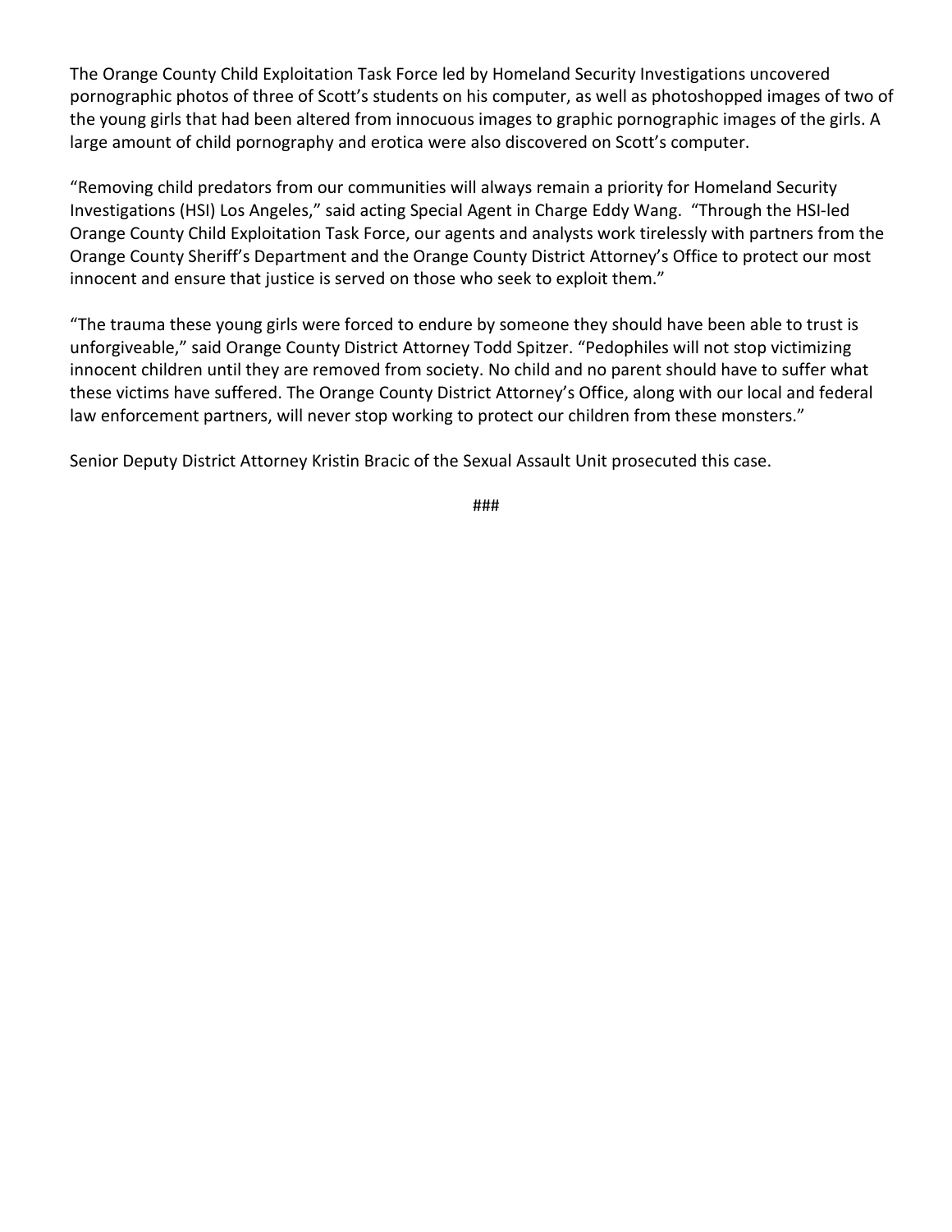The Orange County Child Exploitation Task Force led by Homeland Security Investigations uncovered pornographic photos of three of Scott's students on his computer, as well as photoshopped images of two of the young girls that had been altered from innocuous images to graphic pornographic images of the girls. A large amount of child pornography and erotica were also discovered on Scott's computer.

"Removing child predators from our communities will always remain a priority for Homeland Security Investigations (HSI) Los Angeles," said acting Special Agent in Charge Eddy Wang. "Through the HSI-led Orange County Child Exploitation Task Force, our agents and analysts work tirelessly with partners from the Orange County Sheriff's Department and the Orange County District Attorney's Office to protect our most innocent and ensure that justice is served on those who seek to exploit them."

"The trauma these young girls were forced to endure by someone they should have been able to trust is unforgiveable," said Orange County District Attorney Todd Spitzer. "Pedophiles will not stop victimizing innocent children until they are removed from society. No child and no parent should have to suffer what these victims have suffered. The Orange County District Attorney's Office, along with our local and federal law enforcement partners, will never stop working to protect our children from these monsters."

Senior Deputy District Attorney Kristin Bracic of the Sexual Assault Unit prosecuted this case.

###